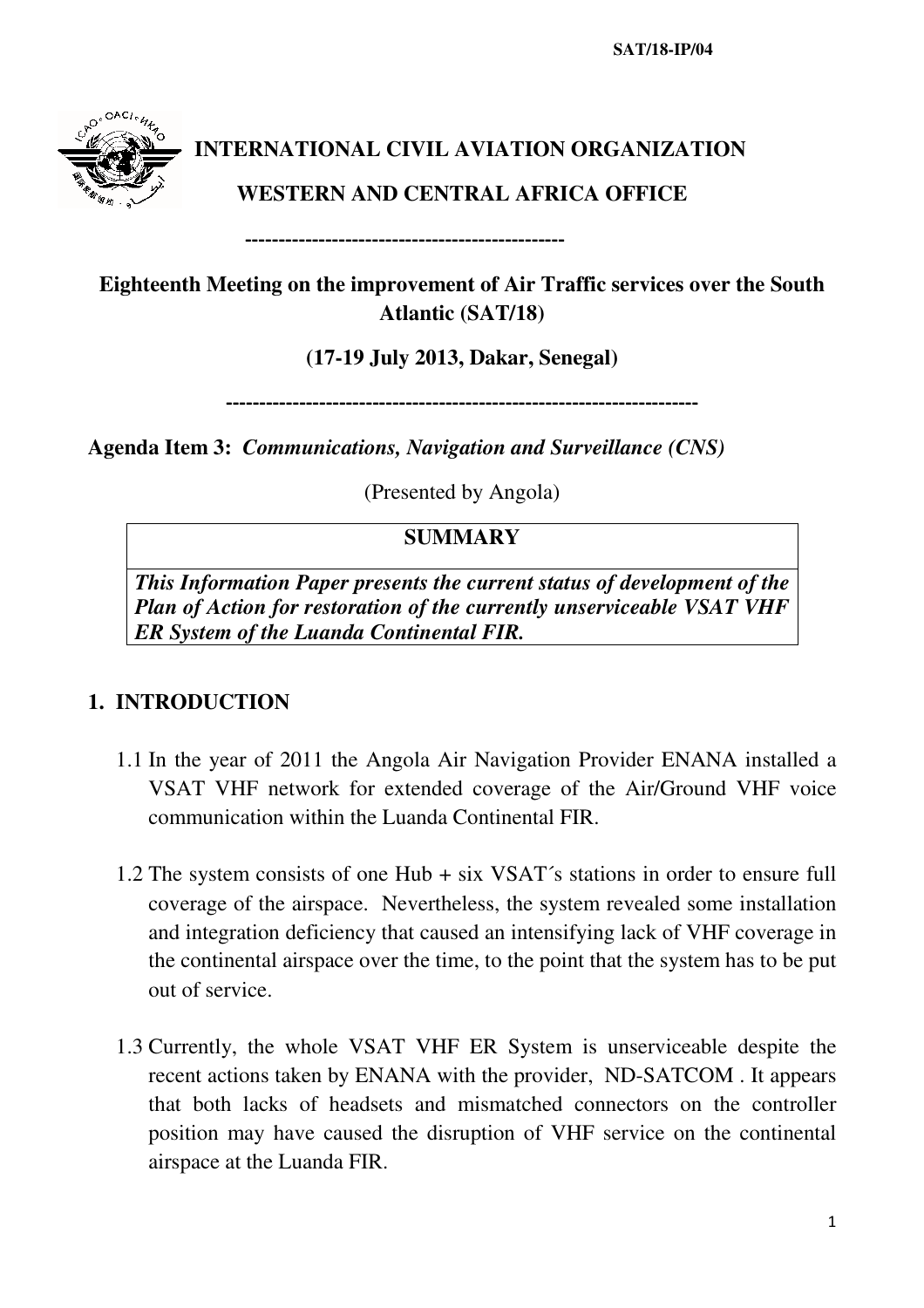SAT/18-IP/04

**INTERNATIONAL CIVIL AVIATION ORGANIZATION**

**WESTERN AND CENTRAL AFRICA OFFICE**

------------------------------------------------

**Eighteenth Meeting on the improvement of Air Traffic services over the South Atlantic (SAT/18)**

**(17-19 July 2013, Dakar, Senegal)**

---------------------------------------------------------------------

**Agenda Item 3:** ***Communications, Navigation and Surveillance (CNS)***

(Presented by Angola)

| **SUMMARY** |
|---|
| ***This Information Paper presents the current status of development of the Plan of Action for restoration of the currently unserviceable VSAT VHF ER System of the Luanda Continental FIR.*** |

## 1. INTRODUCTION

1.1 In the year of 2011 the Angola Air Navigation Provider ENANA installed a VSAT VHF network for extended coverage of the Air/Ground VHF voice communication within the Luanda Continental FIR.

1.2 The system consists of one Hub + six VSAT´s stations in order to ensure full coverage of the airspace. Nevertheless, the system revealed some installation and integration deficiency that caused an intensifying lack of VHF coverage in the continental airspace over the time, to the point that the system has to be put out of service.

1.3 Currently, the whole VSAT VHF ER System is unserviceable despite the recent actions taken by ENANA with the provider, ND-SATCOM . It appears that both lacks of headsets and mismatched connectors on the controller position may have caused the disruption of VHF service on the continental airspace at the Luanda FIR.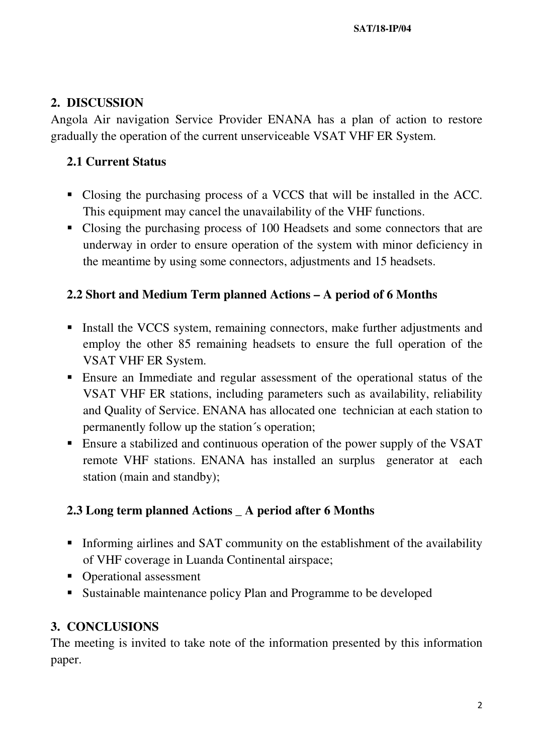## 2. DISCUSSION

Angola Air navigation Service Provider ENANA has a plan of action to restore gradually the operation of the current unserviceable VSAT VHF ER System.

### 2.1 Current Status

- Closing the purchasing process of a VCCS that will be installed in the ACC. This equipment may cancel the unavailability of the VHF functions.
- Closing the purchasing process of 100 Headsets and some connectors that are underway in order to ensure operation of the system with minor deficiency in the meantime by using some connectors, adjustments and 15 headsets.

### 2.2 Short and Medium Term planned Actions – A period of 6 Months

- Install the VCCS system, remaining connectors, make further adjustments and employ the other 85 remaining headsets to ensure the full operation of the VSAT VHF ER System.
- Ensure an Immediate and regular assessment of the operational status of the VSAT VHF ER stations, including parameters such as availability, reliability and Quality of Service. ENANA has allocated one technician at each station to permanently follow up the station´s operation;
- Ensure a stabilized and continuous operation of the power supply of the VSAT remote VHF stations. ENANA has installed an surplus generator at each station (main and standby);

### 2.3 Long term planned Actions _ A period after 6 Months

- Informing airlines and SAT community on the establishment of the availability of VHF coverage in Luanda Continental airspace;
- Operational assessment
- Sustainable maintenance policy Plan and Programme to be developed

## 3. CONCLUSIONS

The meeting is invited to take note of the information presented by this information paper.